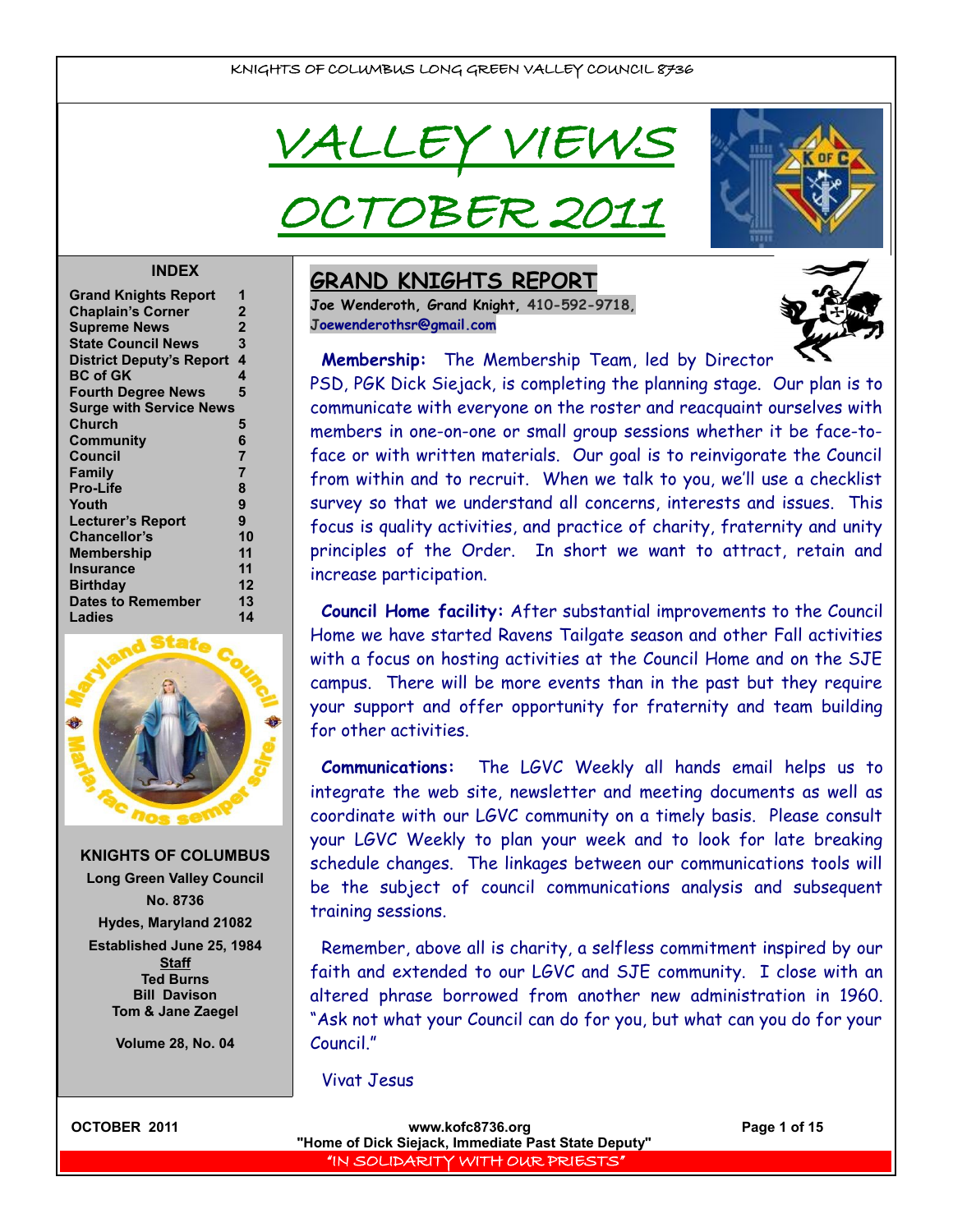KNIGHTS OF COLUMBUS LONG GREEN VALLEY COUNCIL 8736

# VALLEY VIEWS

# OCTOBER 2011

**INDEX**

| | |
|---|---|
| Grand Knights Report | 1 |
| Chaplain's Corner | 2 |
| Supreme News | 2 |
| State Council News | 3 |
| District Deputy's Report | 4 |
| BC of GK | 4 |
| Fourth Degree News | 5 |
| Surge with Service News | |
| Church | 5 |
| Community | 6 |
| Council | 7 |
| Family | 7 |
| Pro-Life | 8 |
| Youth | 9 |
| Lecturer's Report | 9 |
| Chancellor's | 10 |
| Membership | 11 |
| Insurance | 11 |
| Birthday | 12 |
| Dates to Remember | 13 |
| Ladies | 14 |

Maryland State Council — Maria, fac nos semper scire.

**KNIGHTS OF COLUMBUS**
**Long Green Valley Council**
**No. 8736**
**Hydes, Maryland 21082**
**Established June 25, 1984**

**Staff**
**Ted Burns**
**Bill Davison**
**Tom & Jane Zaegel**

**Volume 28, No. 04**

## GRAND KNIGHTS REPORT

**Joe Wenderoth, Grand Knight, 410-592-9718, Joewenderothsr@gmail.com**

**Membership:** The Membership Team, led by Director PSD, PGK Dick Siejack, is completing the planning stage. Our plan is to communicate with everyone on the roster and reacquaint ourselves with members in one-on-one or small group sessions whether it be face-to-face or with written materials. Our goal is to reinvigorate the Council from within and to recruit. When we talk to you, we'll use a checklist survey so that we understand all concerns, interests and issues. This focus is quality activities, and practice of charity, fraternity and unity principles of the Order. In short we want to attract, retain and increase participation.

**Council Home facility:** After substantial improvements to the Council Home we have started Ravens Tailgate season and other Fall activities with a focus on hosting activities at the Council Home and on the SJE campus. There will be more events than in the past but they require your support and offer opportunity for fraternity and team building for other activities.

**Communications:** The LGVC Weekly all hands email helps us to integrate the web site, newsletter and meeting documents as well as coordinate with our LGVC community on a timely basis. Please consult your LGVC Weekly to plan your week and to look for late breaking schedule changes. The linkages between our communications tools will be the subject of council communications analysis and subsequent training sessions.

Remember, above all is charity, a selfless commitment inspired by our faith and extended to our LGVC and SJE community. I close with an altered phrase borrowed from another new administration in 1960. "Ask not what your Council can do for you, but what can you do for your Council."

Vivat Jesus

www.kofc8736.org
"Home of Dick Siejack, Immediate Past State Deputy"

"IN SOLIDARITY WITH OUR PRIESTS"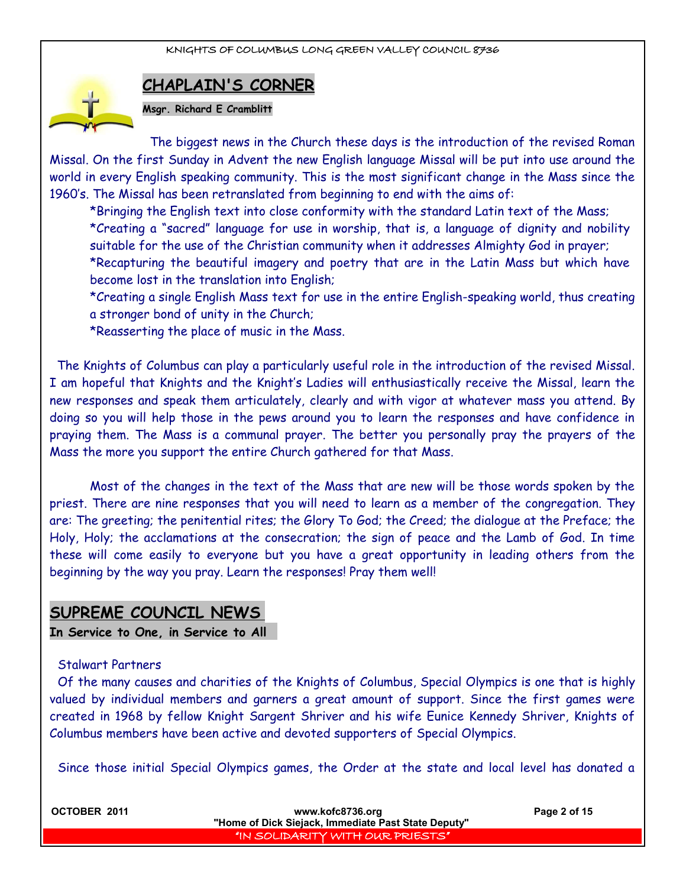## CHAPLAIN'S CORNER

**Msgr. Richard E Cramblitt**

The biggest news in the Church these days is the introduction of the revised Roman Missal. On the first Sunday in Advent the new English language Missal will be put into use around the world in every English speaking community. This is the most significant change in the Mass since the 1960's. The Missal has been retranslated from beginning to end with the aims of:

*Bringing the English text into close conformity with the standard Latin text of the Mass;

*Creating a "sacred" language for use in worship, that is, a language of dignity and nobility suitable for the use of the Christian community when it addresses Almighty God in prayer;

*Recapturing the beautiful imagery and poetry that are in the Latin Mass but which have become lost in the translation into English;

*Creating a single English Mass text for use in the entire English-speaking world, thus creating a stronger bond of unity in the Church;

*Reasserting the place of music in the Mass.

The Knights of Columbus can play a particularly useful role in the introduction of the revised Missal. I am hopeful that Knights and the Knight's Ladies will enthusiastically receive the Missal, learn the new responses and speak them articulately, clearly and with vigor at whatever mass you attend. By doing so you will help those in the pews around you to learn the responses and have confidence in praying them. The Mass is a communal prayer. The better you personally pray the prayers of the Mass the more you support the entire Church gathered for that Mass.

Most of the changes in the text of the Mass that are new will be those words spoken by the priest. There are nine responses that you will need to learn as a member of the congregation. They are: The greeting; the penitential rites; the Glory To God; the Creed; the dialogue at the Preface; the Holy, Holy; the acclamations at the consecration; the sign of peace and the Lamb of God. In time these will come easily to everyone but you have a great opportunity in leading others from the beginning by the way you pray. Learn the responses! Pray them well!

## SUPREME COUNCIL NEWS

**In Service to One, in Service to All**

Stalwart Partners

Of the many causes and charities of the Knights of Columbus, Special Olympics is one that is highly valued by individual members and garners a great amount of support. Since the first games were created in 1968 by fellow Knight Sargent Shriver and his wife Eunice Kennedy Shriver, Knights of Columbus members have been active and devoted supporters of Special Olympics.

Since those initial Special Olympics games, the Order at the state and local level has donated a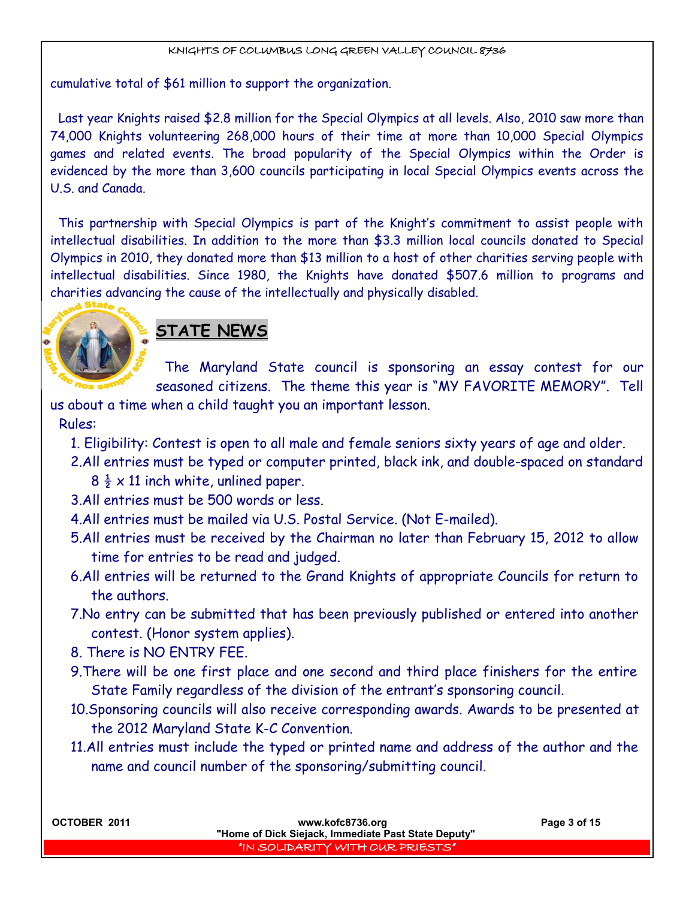cumulative total of $61 million to support the organization.

Last year Knights raised $2.8 million for the Special Olympics at all levels. Also, 2010 saw more than 74,000 Knights volunteering 268,000 hours of their time at more than 10,000 Special Olympics games and related events. The broad popularity of the Special Olympics within the Order is evidenced by the more than 3,600 councils participating in local Special Olympics events across the U.S. and Canada.

This partnership with Special Olympics is part of the Knight's commitment to assist people with intellectual disabilities. In addition to the more than $3.3 million local councils donated to Special Olympics in 2010, they donated more than $13 million to a host of other charities serving people with intellectual disabilities. Since 1980, the Knights have donated $507.6 million to programs and charities advancing the cause of the intellectually and physically disabled.

## STATE NEWS

The Maryland State council is sponsoring an essay contest for our seasoned citizens. The theme this year is "MY FAVORITE MEMORY". Tell us about a time when a child taught you an important lesson.

Rules:

1. Eligibility: Contest is open to all male and female seniors sixty years of age and older.
2. All entries must be typed or computer printed, black ink, and double-spaced on standard 8 ½ x 11 inch white, unlined paper.
3. All entries must be 500 words or less.
4. All entries must be mailed via U.S. Postal Service. (Not E-mailed).
5. All entries must be received by the Chairman no later than February 15, 2012 to allow time for entries to be read and judged.
6. All entries will be returned to the Grand Knights of appropriate Councils for return to the authors.
7. No entry can be submitted that has been previously published or entered into another contest. (Honor system applies).
8. There is NO ENTRY FEE.
9. There will be one first place and one second and third place finishers for the entire State Family regardless of the division of the entrant's sponsoring council.
10. Sponsoring councils will also receive corresponding awards. Awards to be presented at the 2012 Maryland State K-C Convention.
11. All entries must include the typed or printed name and address of the author and the name and council number of the sponsoring/submitting council.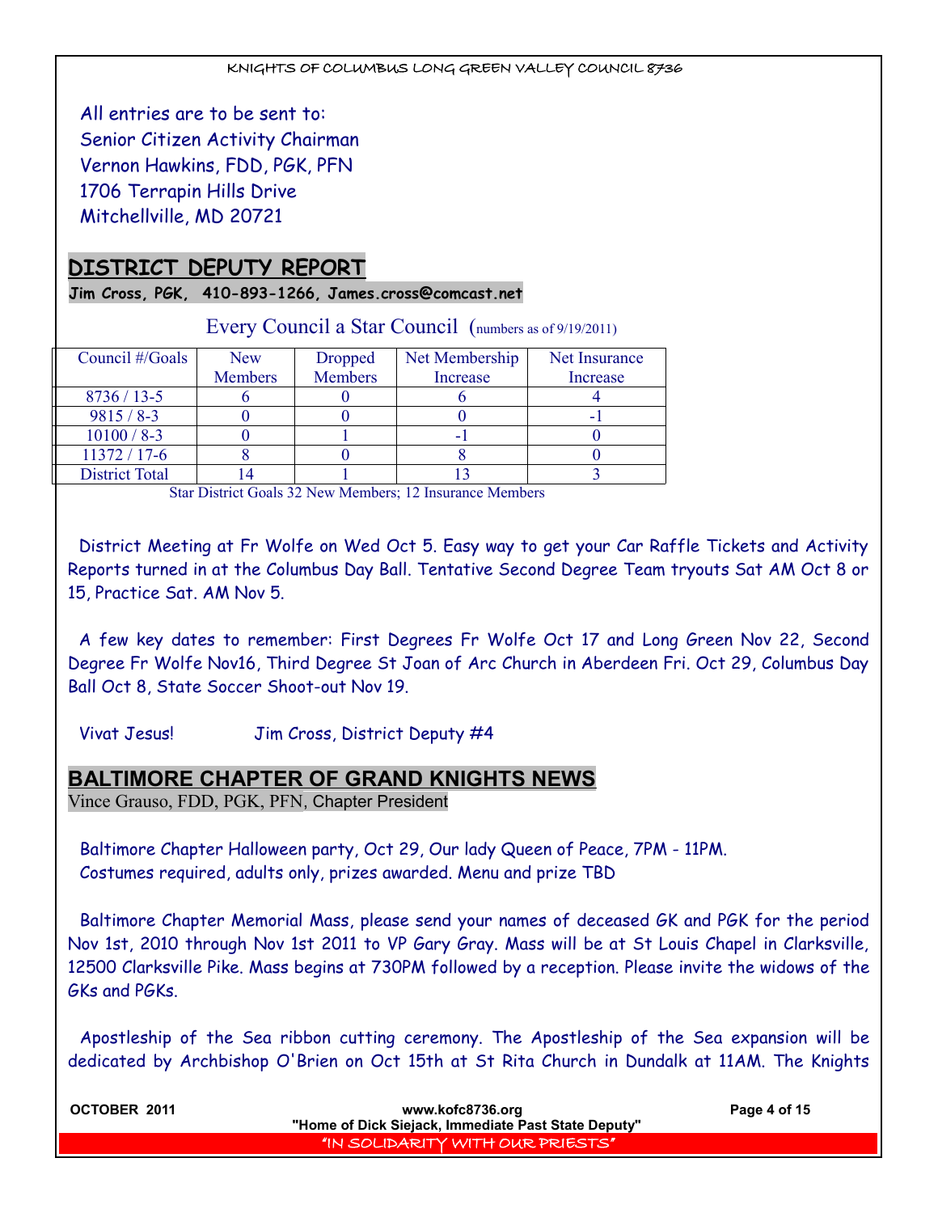All entries are to be sent to:
Senior Citizen Activity Chairman
Vernon Hawkins, FDD, PGK, PFN
1706 Terrapin Hills Drive
Mitchellville, MD 20721

## DISTRICT DEPUTY REPORT

**Jim Cross, PGK, 410-893-1266, James.cross@comcast.net**

Every Council a Star Council (numbers as of 9/19/2011)

| Council #/Goals | New Members | Dropped Members | Net Membership Increase | Net Insurance Increase |
|---|---|---|---|---|
| 8736 / 13-5 | 6 | 0 | 6 | 4 |
| 9815 / 8-3 | 0 | 0 | 0 | -1 |
| 10100 / 8-3 | 0 | 1 | -1 | 0 |
| 11372 / 17-6 | 8 | 0 | 8 | 0 |
| District Total | 14 | 1 | 13 | 3 |

Star District Goals 32 New Members; 12 Insurance Members

District Meeting at Fr Wolfe on Wed Oct 5. Easy way to get your Car Raffle Tickets and Activity Reports turned in at the Columbus Day Ball. Tentative Second Degree Team tryouts Sat AM Oct 8 or 15, Practice Sat. AM Nov 5.

A few key dates to remember: First Degrees Fr Wolfe Oct 17 and Long Green Nov 22, Second Degree Fr Wolfe Nov16, Third Degree St Joan of Arc Church in Aberdeen Fri. Oct 29, Columbus Day Ball Oct 8, State Soccer Shoot-out Nov 19.

Vivat Jesus! Jim Cross, District Deputy #4

## BALTIMORE CHAPTER OF GRAND KNIGHTS NEWS

Vince Grauso, FDD, PGK, PFN, Chapter President

Baltimore Chapter Halloween party, Oct 29, Our lady Queen of Peace, 7PM - 11PM.
Costumes required, adults only, prizes awarded. Menu and prize TBD

Baltimore Chapter Memorial Mass, please send your names of deceased GK and PGK for the period Nov 1st, 2010 through Nov 1st 2011 to VP Gary Gray. Mass will be at St Louis Chapel in Clarksville, 12500 Clarksville Pike. Mass begins at 730PM followed by a reception. Please invite the widows of the GKs and PGKs.

Apostleship of the Sea ribbon cutting ceremony. The Apostleship of the Sea expansion will be dedicated by Archbishop O'Brien on Oct 15th at St Rita Church in Dundalk at 11AM. The Knights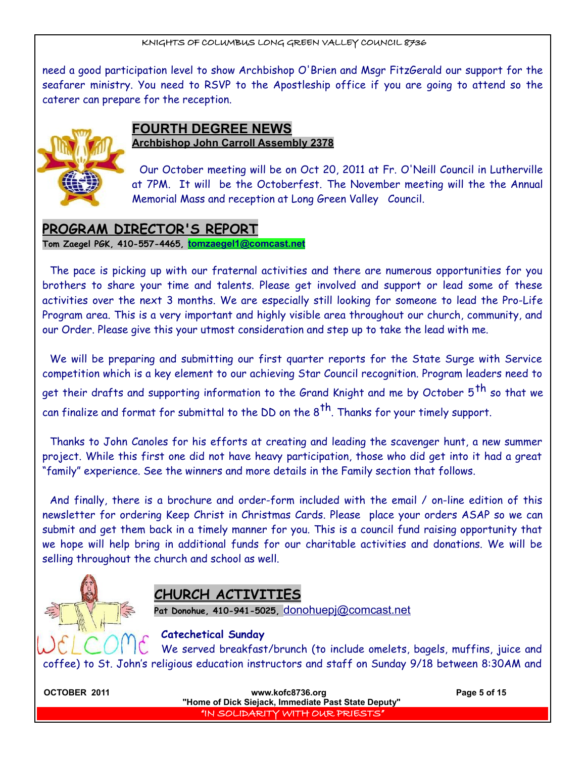need a good participation level to show Archbishop O'Brien and Msgr FitzGerald our support for the seafarer ministry. You need to RSVP to the Apostleship office if you are going to attend so the caterer can prepare for the reception.

## FOURTH DEGREE NEWS

**Archbishop John Carroll Assembly 2378**

Our October meeting will be on Oct 20, 2011 at Fr. O'Neill Council in Lutherville at 7PM. It will be the Octoberfest. The November meeting will the the Annual Memorial Mass and reception at Long Green Valley Council.

## PROGRAM DIRECTOR'S REPORT

**Tom Zaegel PGK, 410-557-4465, tomzaegel1@comcast.net**

The pace is picking up with our fraternal activities and there are numerous opportunities for you brothers to share your time and talents. Please get involved and support or lead some of these activities over the next 3 months. We are especially still looking for someone to lead the Pro-Life Program area. This is a very important and highly visible area throughout our church, community, and our Order. Please give this your utmost consideration and step up to take the lead with me.

We will be preparing and submitting our first quarter reports for the State Surge with Service competition which is a key element to our achieving Star Council recognition. Program leaders need to get their drafts and supporting information to the Grand Knight and me by October 5th so that we can finalize and format for submittal to the DD on the 8th. Thanks for your timely support.

Thanks to John Canoles for his efforts at creating and leading the scavenger hunt, a new summer project. While this first one did not have heavy participation, those who did get into it had a great "family" experience. See the winners and more details in the Family section that follows.

And finally, there is a brochure and order-form included with the email / on-line edition of this newsletter for ordering Keep Christ in Christmas Cards. Please place your orders ASAP so we can submit and get them back in a timely manner for you. This is a council fund raising opportunity that we hope will help bring in additional funds for our charitable activities and donations. We will be selling throughout the church and school as well.

## CHURCH ACTIVITIES

**Pat Donohue, 410-941-5025,** donohuepj@comcast.net

**Catechetical Sunday**

We served breakfast/brunch (to include omelets, bagels, muffins, juice and coffee) to St. John's religious education instructors and staff on Sunday 9/18 between 8:30AM and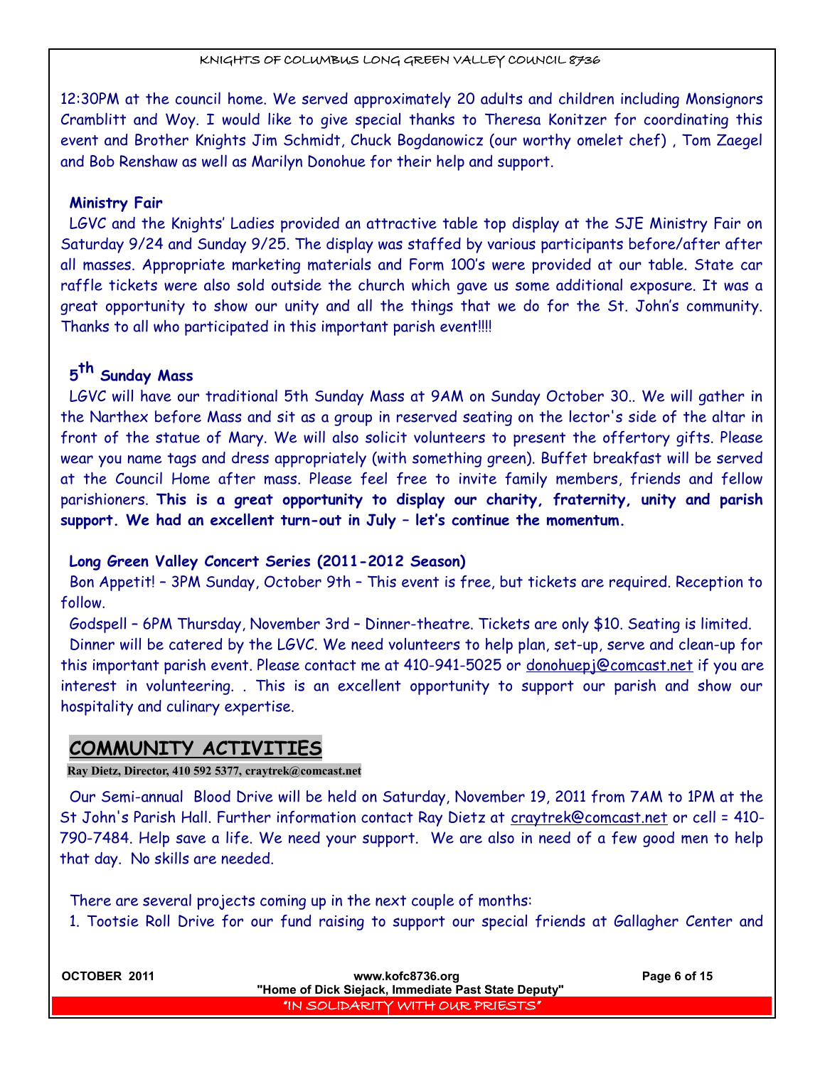12:30PM at the council home. We served approximately 20 adults and children including Monsignors Cramblitt and Woy. I would like to give special thanks to Theresa Konitzer for coordinating this event and Brother Knights Jim Schmidt, Chuck Bogdanowicz (our worthy omelet chef) , Tom Zaegel and Bob Renshaw as well as Marilyn Donohue for their help and support.

**Ministry Fair**

LGVC and the Knights' Ladies provided an attractive table top display at the SJE Ministry Fair on Saturday 9/24 and Sunday 9/25. The display was staffed by various participants before/after after all masses. Appropriate marketing materials and Form 100's were provided at our table. State car raffle tickets were also sold outside the church which gave us some additional exposure. It was a great opportunity to show our unity and all the things that we do for the St. John's community. Thanks to all who participated in this important parish event!!!!

**5th Sunday Mass**

LGVC will have our traditional 5th Sunday Mass at 9AM on Sunday October 30.. We will gather in the Narthex before Mass and sit as a group in reserved seating on the lector's side of the altar in front of the statue of Mary. We will also solicit volunteers to present the offertory gifts. Please wear you name tags and dress appropriately (with something green). Buffet breakfast will be served at the Council Home after mass. Please feel free to invite family members, friends and fellow parishioners. **This is a great opportunity to display our charity, fraternity, unity and parish support. We had an excellent turn-out in July – let's continue the momentum.**

**Long Green Valley Concert Series (2011-2012 Season)**

Bon Appetit! – 3PM Sunday, October 9th – This event is free, but tickets are required. Reception to follow.

Godspell – 6PM Thursday, November 3rd – Dinner-theatre. Tickets are only $10. Seating is limited.

Dinner will be catered by the LGVC. We need volunteers to help plan, set-up, serve and clean-up for this important parish event. Please contact me at 410-941-5025 or donohuepj@comcast.net if you are interest in volunteering. . This is an excellent opportunity to support our parish and show our hospitality and culinary expertise.

## COMMUNITY ACTIVITIES

**Ray Dietz, Director, 410 592 5377, craytrek@comcast.net**

Our Semi-annual Blood Drive will be held on Saturday, November 19, 2011 from 7AM to 1PM at the St John's Parish Hall. Further information contact Ray Dietz at craytrek@comcast.net or cell = 410-790-7484. Help save a life. We need your support. We are also in need of a few good men to help that day. No skills are needed.

There are several projects coming up in the next couple of months:

1. Tootsie Roll Drive for our fund raising to support our special friends at Gallagher Center and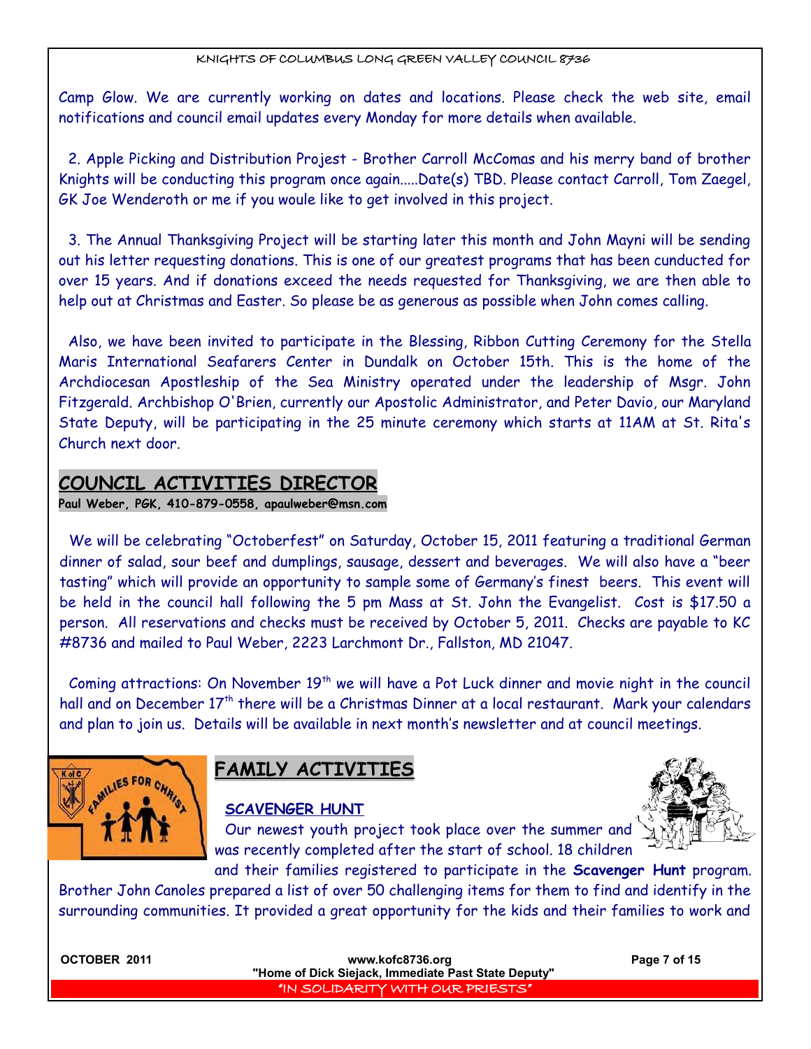Camp Glow. We are currently working on dates and locations. Please check the web site, email notifications and council email updates every Monday for more details when available.

2. Apple Picking and Distribution Project - Brother Carroll McComas and his merry band of brother Knights will be conducting this program once again.....Date(s) TBD. Please contact Carroll, Tom Zaegel, GK Joe Wenderoth or me if you woule like to get involved in this project.

3. The Annual Thanksgiving Project will be starting later this month and John Mayni will be sending out his letter requesting donations. This is one of our greatest programs that has been cunducted for over 15 years. And if donations exceed the needs requested for Thanksgiving, we are then able to help out at Christmas and Easter. So please be as generous as possible when John comes calling.

Also, we have been invited to participate in the Blessing, Ribbon Cutting Ceremony for the Stella Maris International Seafarers Center in Dundalk on October 15th. This is the home of the Archdiocesan Apostleship of the Sea Ministry operated under the leadership of Msgr. John Fitzgerald. Archbishop O'Brien, currently our Apostolic Administrator, and Peter Davio, our Maryland State Deputy, will be participating in the 25 minute ceremony which starts at 11AM at St. Rita's Church next door.

## COUNCIL ACTIVITIES DIRECTOR

**Paul Weber, PGK, 410-879-0558, apaulweber@msn.com**

We will be celebrating "Octoberfest" on Saturday, October 15, 2011 featuring a traditional German dinner of salad, sour beef and dumplings, sausage, dessert and beverages. We will also have a "beer tasting" which will provide an opportunity to sample some of Germany's finest beers. This event will be held in the council hall following the 5 pm Mass at St. John the Evangelist. Cost is $17.50 a person. All reservations and checks must be received by October 5, 2011. Checks are payable to KC #8736 and mailed to Paul Weber, 2223 Larchmont Dr., Fallston, MD 21047.

Coming attractions: On November 19th we will have a Pot Luck dinner and movie night in the council hall and on December 17th there will be a Christmas Dinner at a local restaurant. Mark your calendars and plan to join us. Details will be available in next month's newsletter and at council meetings.

## FAMILY ACTIVITIES

### SCAVENGER HUNT

Our newest youth project took place over the summer and was recently completed after the start of school. 18 children and their families registered to participate in the **Scavenger Hunt** program. Brother John Canoles prepared a list of over 50 challenging items for them to find and identify in the surrounding communities. It provided a great opportunity for the kids and their families to work and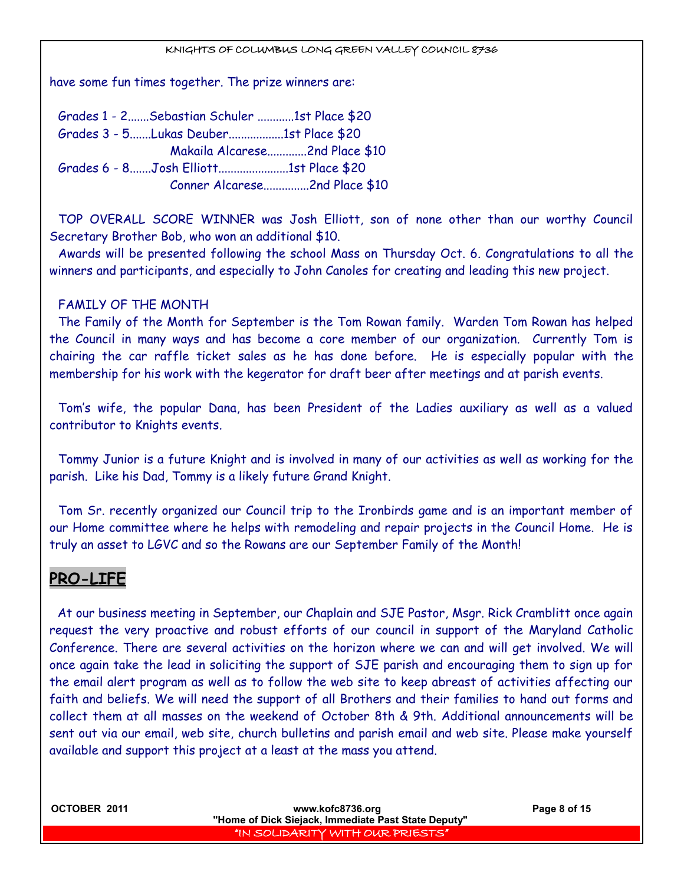have some fun times together. The prize winners are:

Grades 1 - 2.......Sebastian Schuler ............1st Place $20
Grades 3 - 5.......Lukas Deuber..................1st Place $20
Makaila Alcarese.............2nd Place $10
Grades 6 - 8.......Josh Elliott.......................1st Place $20
Conner Alcarese...............2nd Place $10

TOP OVERALL SCORE WINNER was Josh Elliott, son of none other than our worthy Council Secretary Brother Bob, who won an additional $10.

Awards will be presented following the school Mass on Thursday Oct. 6. Congratulations to all the winners and participants, and especially to John Canoles for creating and leading this new project.

FAMILY OF THE MONTH

The Family of the Month for September is the Tom Rowan family. Warden Tom Rowan has helped the Council in many ways and has become a core member of our organization. Currently Tom is chairing the car raffle ticket sales as he has done before. He is especially popular with the membership for his work with the kegerator for draft beer after meetings and at parish events.

Tom's wife, the popular Dana, has been President of the Ladies auxiliary as well as a valued contributor to Knights events.

Tommy Junior is a future Knight and is involved in many of our activities as well as working for the parish. Like his Dad, Tommy is a likely future Grand Knight.

Tom Sr. recently organized our Council trip to the Ironbirds game and is an important member of our Home committee where he helps with remodeling and repair projects in the Council Home. He is truly an asset to LGVC and so the Rowans are our September Family of the Month!

## PRO-LIFE

At our business meeting in September, our Chaplain and SJE Pastor, Msgr. Rick Cramblitt once again request the very proactive and robust efforts of our council in support of the Maryland Catholic Conference. There are several activities on the horizon where we can and will get involved. We will once again take the lead in soliciting the support of SJE parish and encouraging them to sign up for the email alert program as well as to follow the web site to keep abreast of activities affecting our faith and beliefs. We will need the support of all Brothers and their families to hand out forms and collect them at all masses on the weekend of October 8th & 9th. Additional announcements will be sent out via our email, web site, church bulletins and parish email and web site. Please make yourself available and support this project at a least at the mass you attend.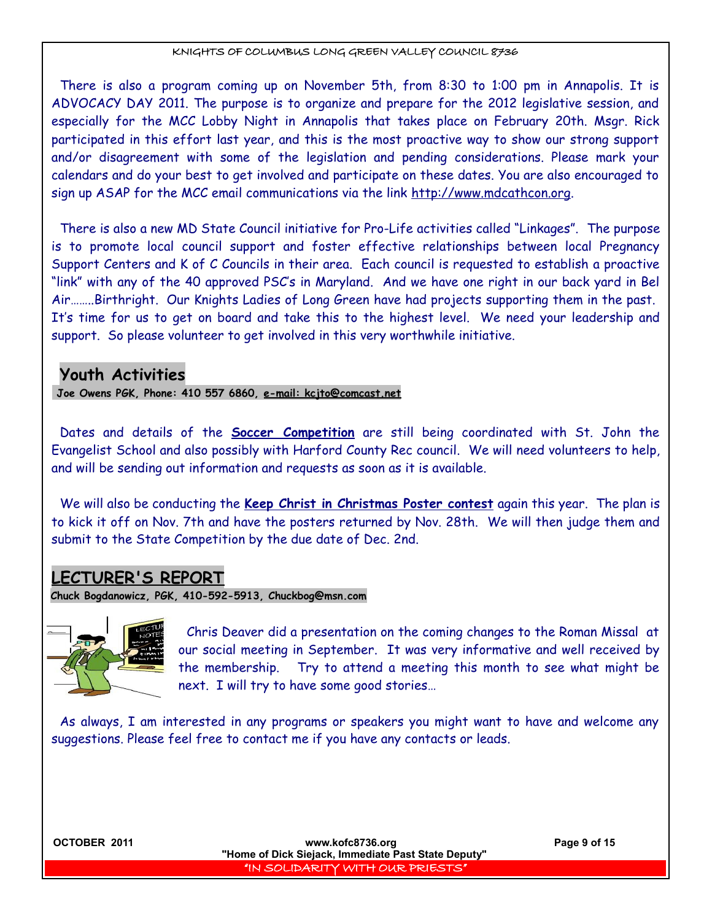There is also a program coming up on November 5th, from 8:30 to 1:00 pm in Annapolis. It is ADVOCACY DAY 2011. The purpose is to organize and prepare for the 2012 legislative session, and especially for the MCC Lobby Night in Annapolis that takes place on February 20th. Msgr. Rick participated in this effort last year, and this is the most proactive way to show our strong support and/or disagreement with some of the legislation and pending considerations. Please mark your calendars and do your best to get involved and participate on these dates. You are also encouraged to sign up ASAP for the MCC email communications via the link http://www.mdcathcon.org.

There is also a new MD State Council initiative for Pro-Life activities called "Linkages". The purpose is to promote local council support and foster effective relationships between local Pregnancy Support Centers and K of C Councils in their area. Each council is requested to establish a proactive "link" with any of the 40 approved PSC's in Maryland. And we have one right in our back yard in Bel Air……..Birthright. Our Knights Ladies of Long Green have had projects supporting them in the past. It's time for us to get on board and take this to the highest level. We need your leadership and support. So please volunteer to get involved in this very worthwhile initiative.

## Youth Activities

**Joe Owens PGK, Phone: 410 557 6860, e-mail: kcjto@comcast.net**

Dates and details of the **Soccer Competition** are still being coordinated with St. John the Evangelist School and also possibly with Harford County Rec council. We will need volunteers to help, and will be sending out information and requests as soon as it is available.

We will also be conducting the **Keep Christ in Christmas Poster contest** again this year. The plan is to kick it off on Nov. 7th and have the posters returned by Nov. 28th. We will then judge them and submit to the State Competition by the due date of Dec. 2nd.

## LECTURER'S REPORT

**Chuck Bogdanowicz, PGK, 410-592-5913, Chuckbog@msn.com**

Chris Deaver did a presentation on the coming changes to the Roman Missal at our social meeting in September. It was very informative and well received by the membership. Try to attend a meeting this month to see what might be next. I will try to have some good stories…

As always, I am interested in any programs or speakers you might want to have and welcome any suggestions. Please feel free to contact me if you have any contacts or leads.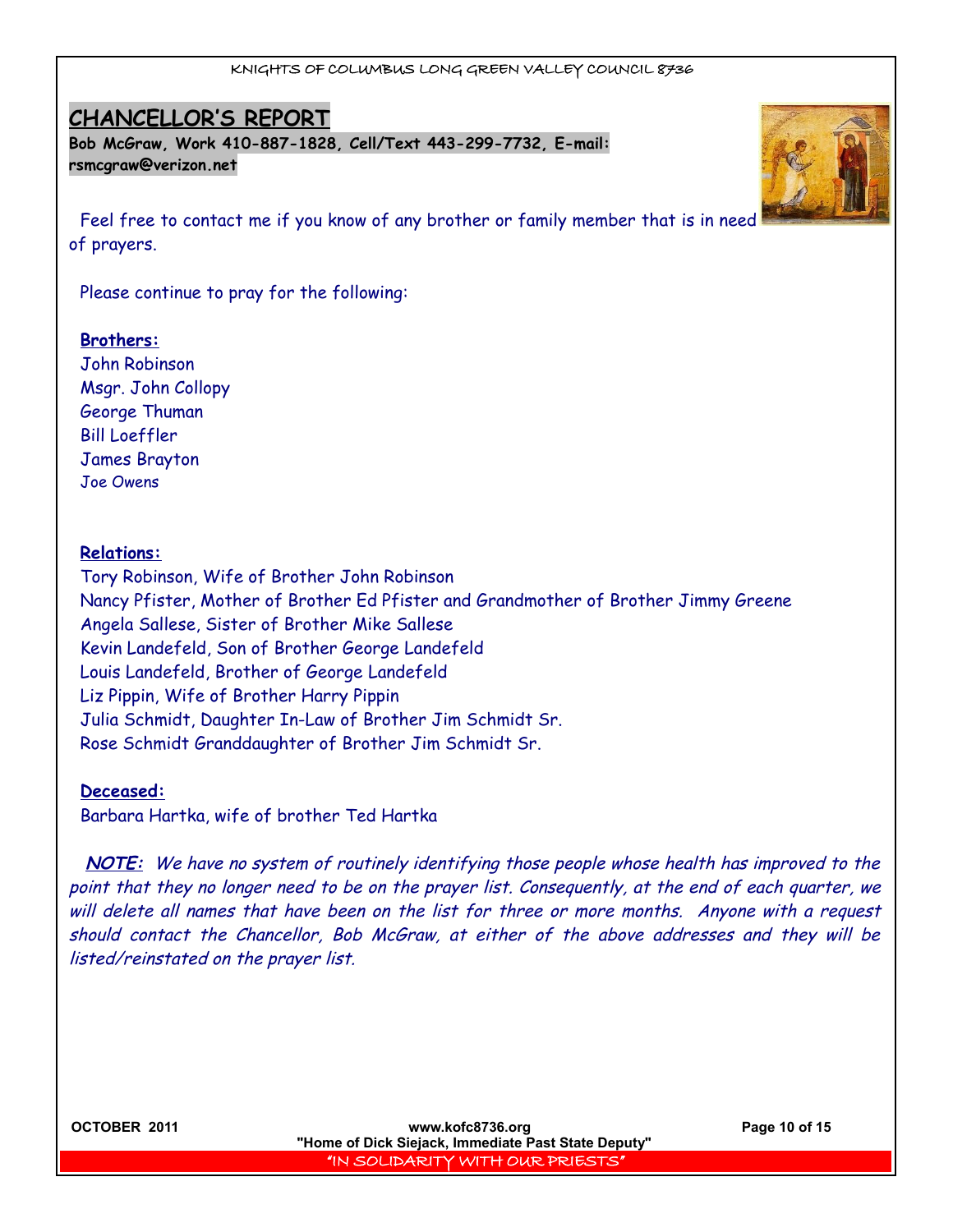## CHANCELLOR'S REPORT

**Bob McGraw, Work 410-887-1828, Cell/Text 443-299-7732, E-mail: rsmcgraw@verizon.net**

Feel free to contact me if you know of any brother or family member that is in need of prayers.

Please continue to pray for the following:

**Brothers:**

John Robinson
Msgr. John Collopy
George Thuman
Bill Loeffler
James Brayton
Joe Owens

**Relations:**

Tory Robinson, Wife of Brother John Robinson
Nancy Pfister, Mother of Brother Ed Pfister and Grandmother of Brother Jimmy Greene
Angela Sallese, Sister of Brother Mike Sallese
Kevin Landefeld, Son of Brother George Landefeld
Louis Landefeld, Brother of George Landefeld
Liz Pippin, Wife of Brother Harry Pippin
Julia Schmidt, Daughter In-Law of Brother Jim Schmidt Sr.
Rose Schmidt Granddaughter of Brother Jim Schmidt Sr.

**Deceased:**

Barbara Hartka, wife of brother Ted Hartka

***NOTE:*** *We have no system of routinely identifying those people whose health has improved to the point that they no longer need to be on the prayer list. Consequently, at the end of each quarter, we will delete all names that have been on the list for three or more months. Anyone with a request should contact the Chancellor, Bob McGraw, at either of the above addresses and they will be listed/reinstated on the prayer list.*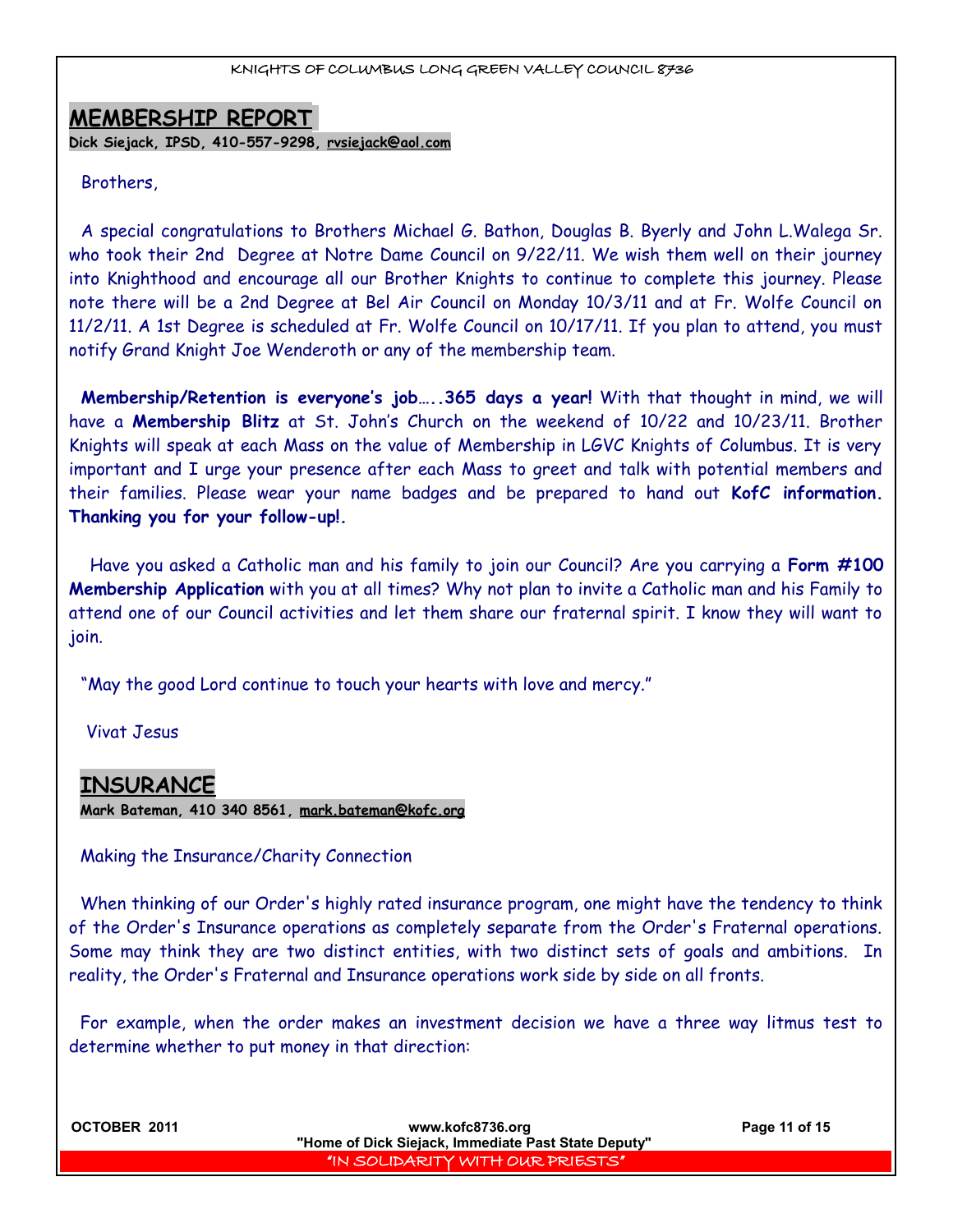## MEMBERSHIP REPORT

**Dick Siejack, IPSD, 410-557-9298, rvsiejack@aol.com**

Brothers,

A special congratulations to Brothers Michael G. Bathon, Douglas B. Byerly and John L.Walega Sr. who took their 2nd Degree at Notre Dame Council on 9/22/11. We wish them well on their journey into Knighthood and encourage all our Brother Knights to continue to complete this journey. Please note there will be a 2nd Degree at Bel Air Council on Monday 10/3/11 and at Fr. Wolfe Council on 11/2/11. A 1st Degree is scheduled at Fr. Wolfe Council on 10/17/11. If you plan to attend, you must notify Grand Knight Joe Wenderoth or any of the membership team.

**Membership/Retention is everyone's job…..365 days a year!** With that thought in mind, we will have a **Membership Blitz** at St. John's Church on the weekend of 10/22 and 10/23/11. Brother Knights will speak at each Mass on the value of Membership in LGVC Knights of Columbus. It is very important and I urge your presence after each Mass to greet and talk with potential members and their families. Please wear your name badges and be prepared to hand out **KofC information. Thanking you for your follow-up!.**

Have you asked a Catholic man and his family to join our Council? Are you carrying a **Form #100 Membership Application** with you at all times? Why not plan to invite a Catholic man and his Family to attend one of our Council activities and let them share our fraternal spirit. I know they will want to join.

"May the good Lord continue to touch your hearts with love and mercy."

Vivat Jesus

## INSURANCE

**Mark Bateman, 410 340 8561, mark.bateman@kofc.org**

Making the Insurance/Charity Connection

When thinking of our Order's highly rated insurance program, one might have the tendency to think of the Order's Insurance operations as completely separate from the Order's Fraternal operations. Some may think they are two distinct entities, with two distinct sets of goals and ambitions. In reality, the Order's Fraternal and Insurance operations work side by side on all fronts.

For example, when the order makes an investment decision we have a three way litmus test to determine whether to put money in that direction: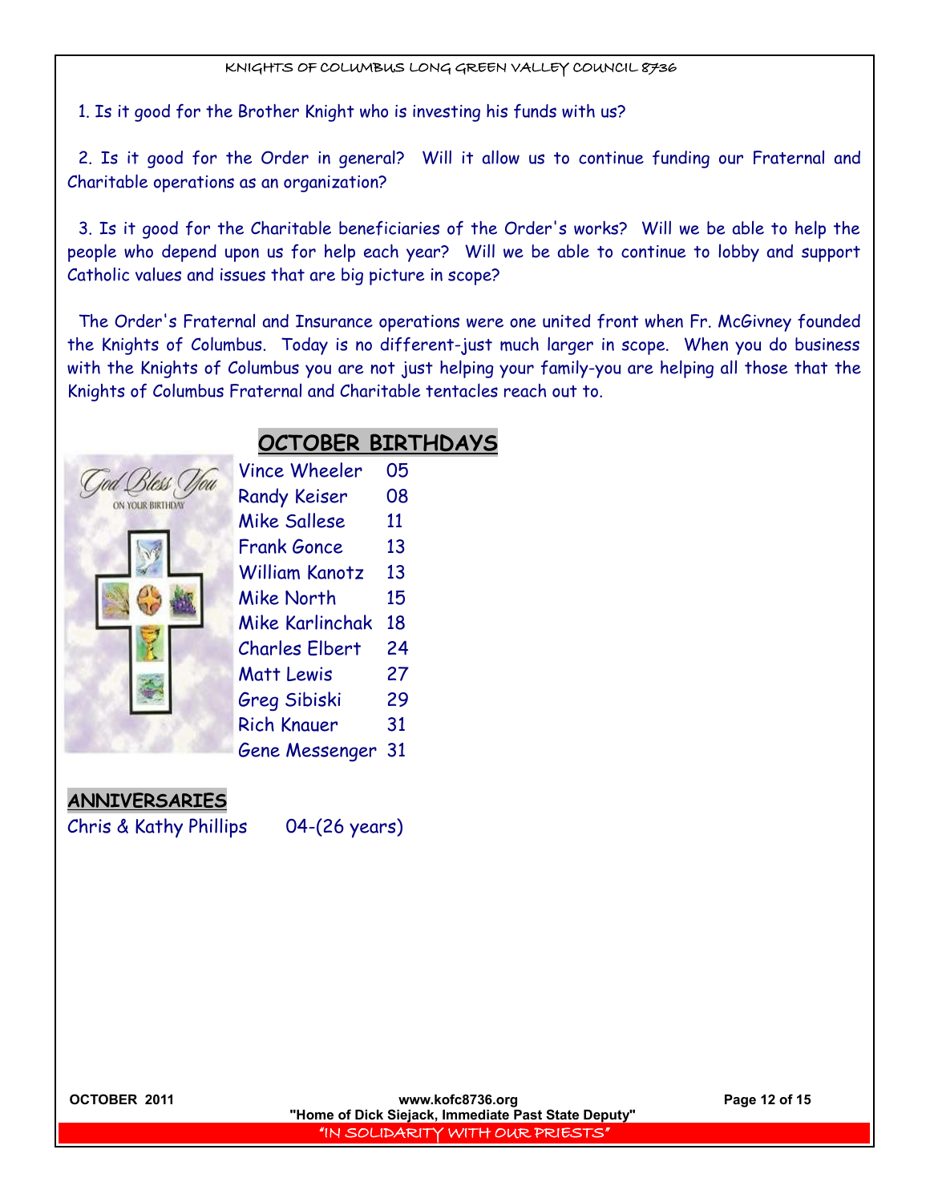1. Is it good for the Brother Knight who is investing his funds with us?

2. Is it good for the Order in general? Will it allow us to continue funding our Fraternal and Charitable operations as an organization?

3. Is it good for the Charitable beneficiaries of the Order's works? Will we be able to help the people who depend upon us for help each year? Will we be able to continue to lobby and support Catholic values and issues that are big picture in scope?

The Order's Fraternal and Insurance operations were one united front when Fr. McGivney founded the Knights of Columbus. Today is no different-just much larger in scope. When you do business with the Knights of Columbus you are not just helping your family-you are helping all those that the Knights of Columbus Fraternal and Charitable tentacles reach out to.

## OCTOBER BIRTHDAYS

| Name | Day |
|---|---|
| Vince Wheeler | 05 |
| Randy Keiser | 08 |
| Mike Sallese | 11 |
| Frank Gonce | 13 |
| William Kanotz | 13 |
| Mike North | 15 |
| Mike Karlinchak | 18 |
| Charles Elbert | 24 |
| Matt Lewis | 27 |
| Greg Sibiski | 29 |
| Rich Knauer | 31 |
| Gene Messenger | 31 |

## ANNIVERSARIES

Chris & Kathy Phillips 04-(26 years)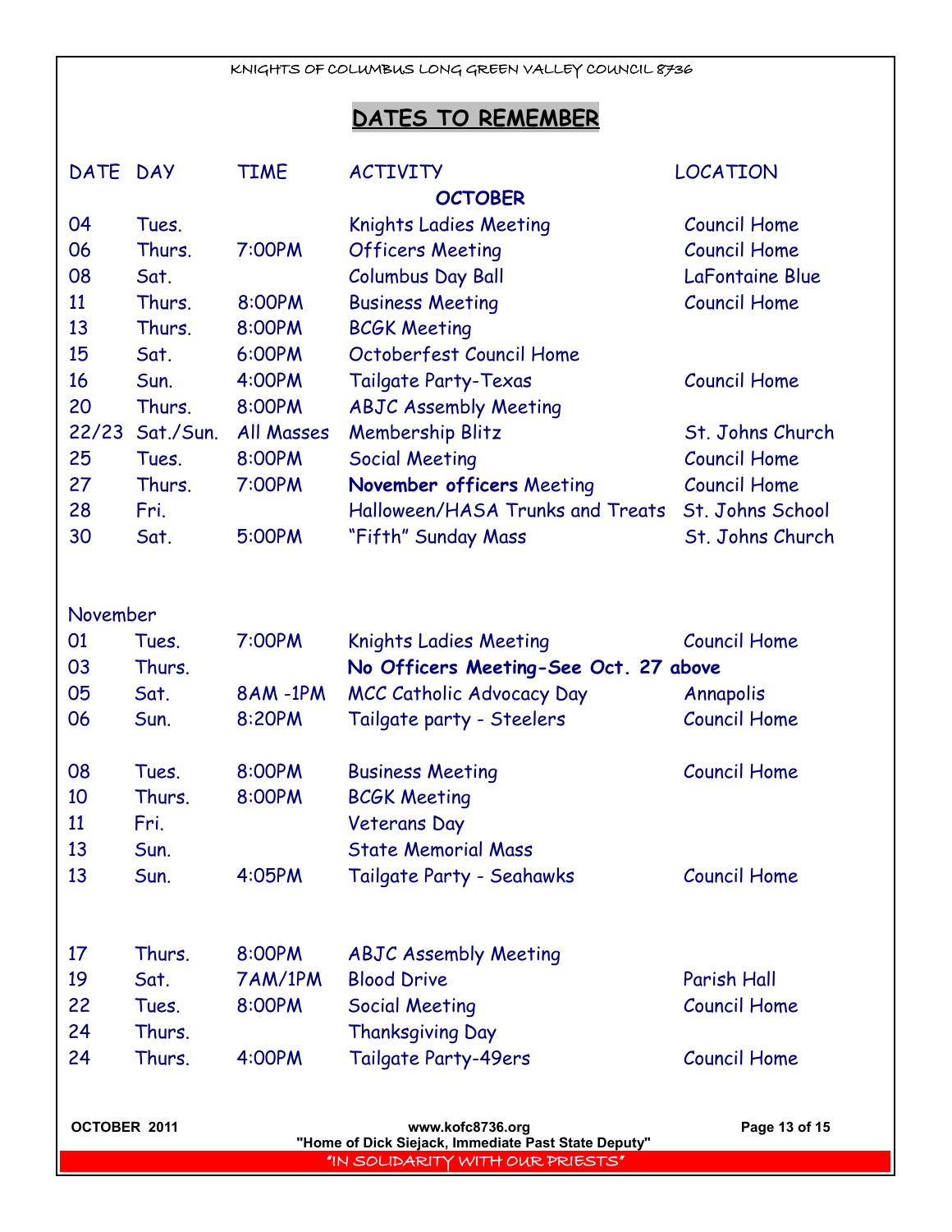# DATES TO REMEMBER

| DATE | DAY | TIME | ACTIVITY | LOCATION |
|---|---|---|---|---|
| | | | **OCTOBER** | |
| 04 | Tues. | | Knights Ladies Meeting | Council Home |
| 06 | Thurs. | 7:00PM | Officers Meeting | Council Home |
| 08 | Sat. | | Columbus Day Ball | LaFontaine Blue |
| 11 | Thurs. | 8:00PM | Business Meeting | Council Home |
| 13 | Thurs. | 8:00PM | BCGK Meeting | |
| 15 | Sat. | 6:00PM | Octoberfest Council Home | |
| 16 | Sun. | 4:00PM | Tailgate Party-Texas | Council Home |
| 20 | Thurs. | 8:00PM | ABJC Assembly Meeting | |
| 22/23 | Sat./Sun. | All Masses | Membership Blitz | St. Johns Church |
| 25 | Tues. | 8:00PM | Social Meeting | Council Home |
| 27 | Thurs. | 7:00PM | **November officers** Meeting | Council Home |
| 28 | Fri. | | Halloween/HASA Trunks and Treats | St. Johns School |
| 30 | Sat. | 5:00PM | "Fifth" Sunday Mass | St. Johns Church |
| November | | | | |
| 01 | Tues. | 7:00PM | Knights Ladies Meeting | Council Home |
| 03 | Thurs. | | **No Officers Meeting-See Oct. 27 above** | |
| 05 | Sat. | 8AM -1PM | MCC Catholic Advocacy Day | Annapolis |
| 06 | Sun. | 8:20PM | Tailgate party - Steelers | Council Home |
| 08 | Tues. | 8:00PM | Business Meeting | Council Home |
| 10 | Thurs. | 8:00PM | BCGK Meeting | |
| 11 | Fri. | | Veterans Day | |
| 13 | Sun. | | State Memorial Mass | |
| 13 | Sun. | 4:05PM | Tailgate Party - Seahawks | Council Home |
| 17 | Thurs. | 8:00PM | ABJC Assembly Meeting | |
| 19 | Sat. | 7AM/1PM | Blood Drive | Parish Hall |
| 22 | Tues. | 8:00PM | Social Meeting | Council Home |
| 24 | Thurs. | | Thanksgiving Day | |
| 24 | Thurs. | 4:00PM | Tailgate Party-49ers | Council Home |

"Home of Dick Siejack, Immediate Past State Deputy"

"IN SOLIDARITY WITH OUR PRIESTS"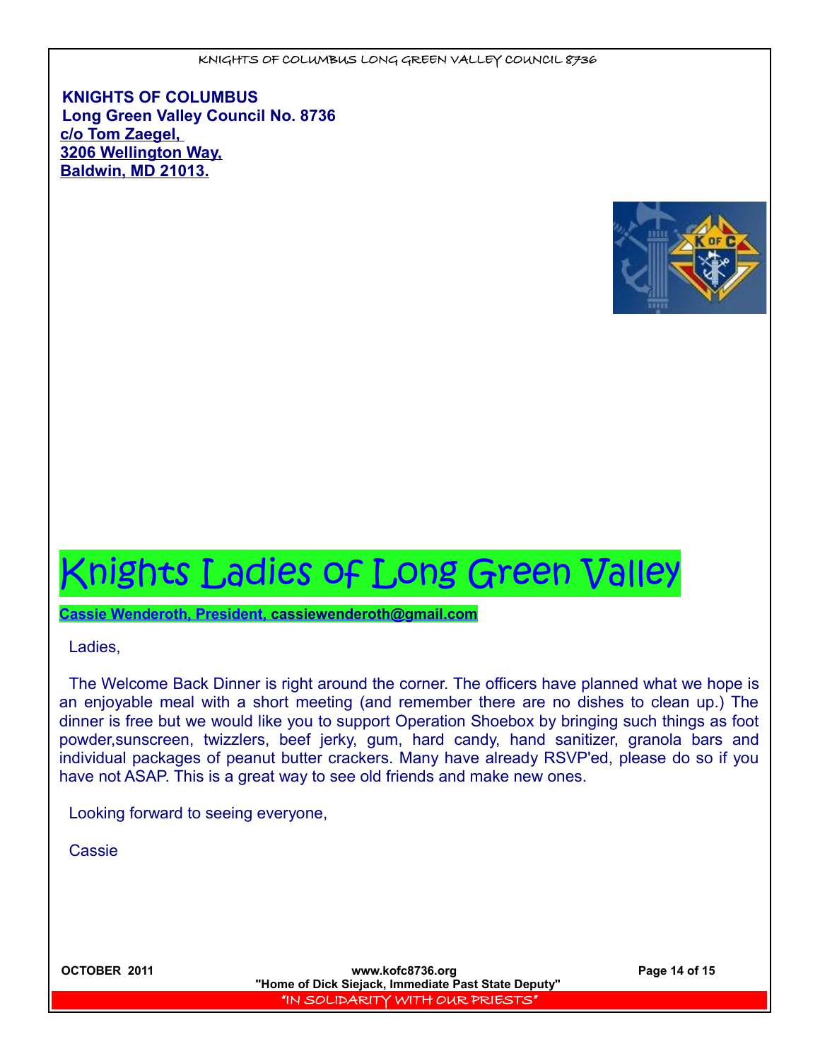**KNIGHTS OF COLUMBUS**
**Long Green Valley Council No. 8736**
**c/o Tom Zaegel,**
**3206 Wellington Way,**
**Baldwin, MD 21013.**

# Knights Ladies of Long Green Valley

**Cassie Wenderoth, President, cassiewenderoth@gmail.com**

Ladies,

The Welcome Back Dinner is right around the corner. The officers have planned what we hope is an enjoyable meal with a short meeting (and remember there are no dishes to clean up.) The dinner is free but we would like you to support Operation Shoebox by bringing such things as foot powder,sunscreen, twizzlers, beef jerky, gum, hard candy, hand sanitizer, granola bars and individual packages of peanut butter crackers. Many have already RSVP'ed, please do so if you have not ASAP. This is a great way to see old friends and make new ones.

Looking forward to seeing everyone,

Cassie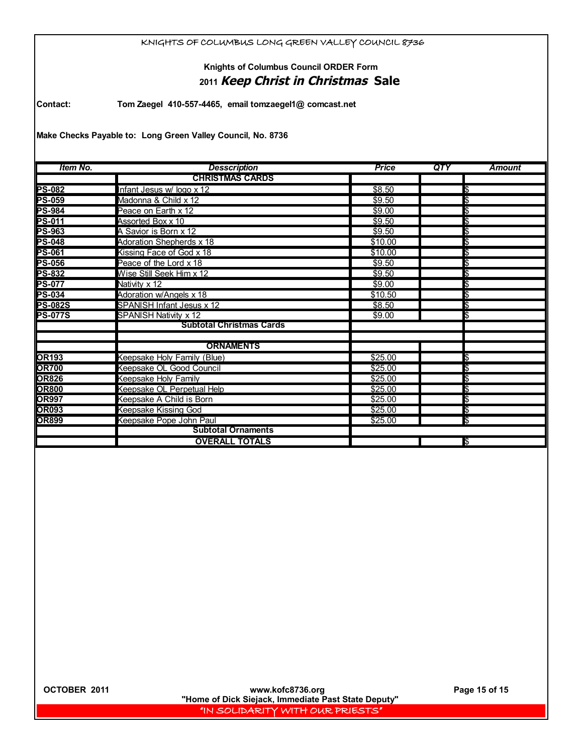KNIGHTS OF COLUMBUS LONG GREEN VALLEY COUNCIL 8736

### Knights of Columbus Council ORDER Form

## 2011 *Keep Christ in Christmas* Sale

**Contact:** **Tom Zaegel 410-557-4465, email tomzaegel1@ comcast.net**

**Make Checks Payable to: Long Green Valley Council, No. 8736**

| *Item No.* | *Desscription* | *Price* | *QTY* | *Amount* |
|---|---|---|---|---|
| | **CHRISTMAS CARDS** | | | |
| **PS-082** | Infant Jesus w/ logo x 12 | $8.50 | | $ |
| **PS-059** | Madonna & Child x 12 | $9.50 | | $ |
| **PS-984** | Peace on Earth x 12 | $9.00 | | $ |
| **PS-011** | Assorted Box x 10 | $9.50 | | $ |
| **PS-963** | A Savior is Born x 12 | $9.50 | | $ |
| **PS-048** | Adoration Shepherds x 18 | $10.00 | | $ |
| **PS-061** | Kissing Face of God x 18 | $10.00 | | $ |
| **PS-056** | Peace of the Lord x 18 | $9.50 | | $ |
| **PS-832** | Wise Still Seek Him x 12 | $9.50 | | $ |
| **PS-077** | Nativity x 12 | $9.00 | | $ |
| **PS-034** | Adoration w/Angels x 18 | $10.50 | | $ |
| **PS-082S** | SPANISH Infant Jesus x 12 | $8.50 | | $ |
| **PS-077S** | SPANISH Nativity x 12 | $9.00 | | $ |
| | **Subtotal Christmas Cards** | | | |
| | | | | |
| | **ORNAMENTS** | | | |
| **OR193** | Keepsake Holy Family (Blue) | $25.00 | | $ |
| **OR700** | Keepsake OL Good Council | $25.00 | | $ |
| **OR826** | Keepsake Holy Family | $25.00 | | $ |
| **OR800** | Keepsake OL Perpetual Help | $25.00 | | $ |
| **OR997** | Keepsake A Child is Born | $25.00 | | $ |
| **OR093** | Keepsake Kissing God | $25.00 | | $ |
| **OR899** | Keepsake Pope John Paul | $25.00 | | $ |
| | **Subtotal Ornaments** | | | |
| | **OVERALL TOTALS** | | | $ |